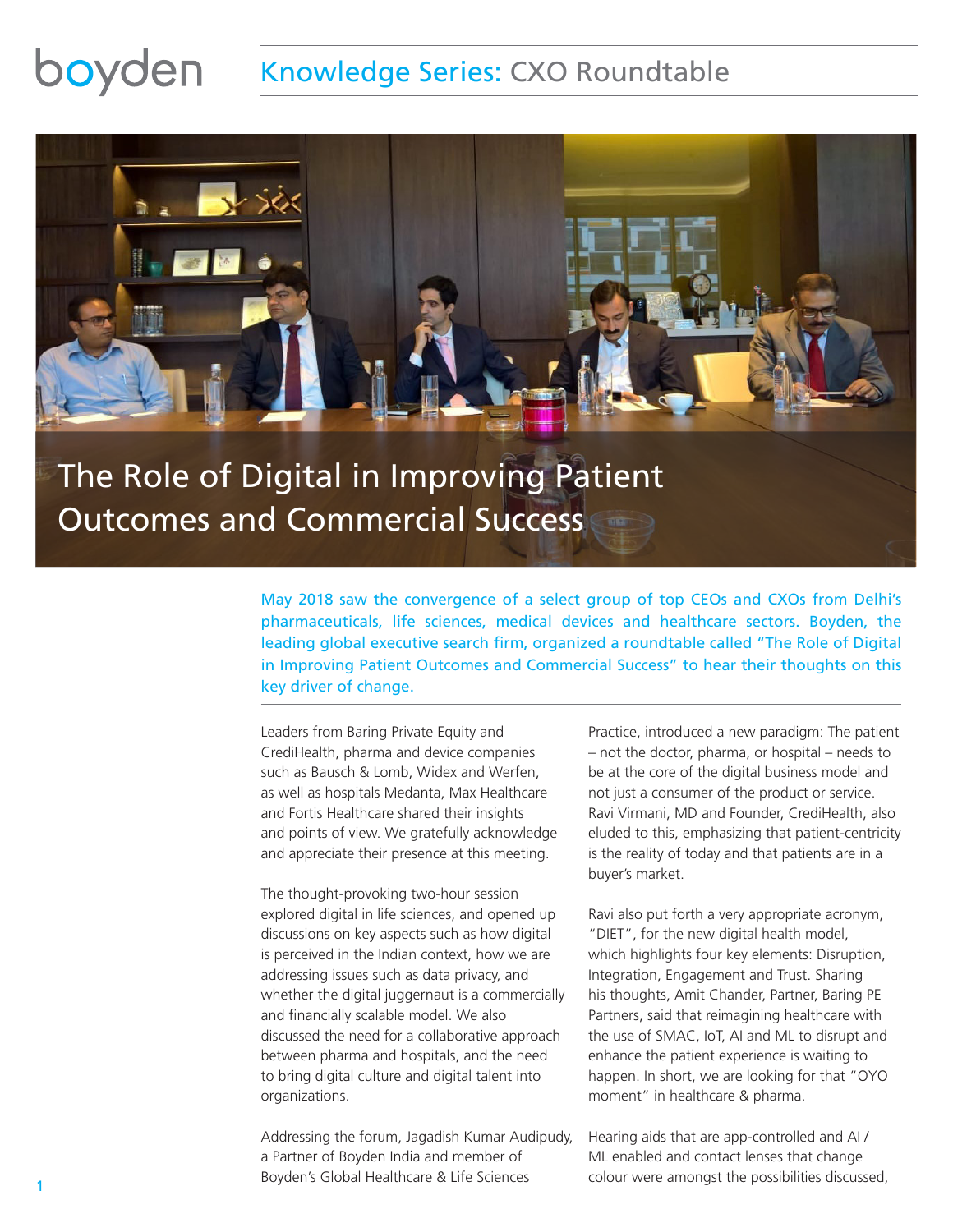boyden **Knowledge Series:** CXO Roundtable

# The Role of Digital in Improving Patient Outcomes and Commercial Success

May 2018 saw the convergence of a select group of top CEOs and CXOs from Delhi's pharmaceuticals, life sciences, medical devices and healthcare sectors. Boyden, the leading global executive search firm, organized a roundtable called "The Role of Digital in Improving Patient Outcomes and Commercial Success" to hear their thoughts on this key driver of change.

Leaders from Baring Private Equity and CrediHealth, pharma and device companies such as Bausch & Lomb, Widex and Werfen, as well as hospitals Medanta, Max Healthcare and Fortis Healthcare shared their insights and points of view. We gratefully acknowledge and appreciate their presence at this meeting.

The thought-provoking two-hour session explored digital in life sciences, and opened up discussions on key aspects such as how digital is perceived in the Indian context, how we are addressing issues such as data privacy, and whether the digital juggernaut is a commercially and financially scalable model. We also discussed the need for a collaborative approach between pharma and hospitals, and the need to bring digital culture and digital talent into organizations.

Addressing the forum, Jagadish Kumar Audipudy, a Partner of Boyden India and member of Boyden's Global Healthcare & Life Sciences Practice, introduced a new paradigm: The patient – not the doctor, pharma, or hospital – needs to be at the core of the digital business model and not just a consumer of the product or service. Ravi Virmani, MD and Founder, CrediHealth, also eluded to this, emphasizing that patient-centricity is the reality of today and that patients are in a buyer's market.

Ravi also put forth a very appropriate acronym, "DIET", for the new digital health model, which highlights four key elements: Disruption, Integration, Engagement and Trust. Sharing his thoughts, Amit Chander, Partner, Baring PE Partners, said that reimagining healthcare with the use of SMAC, IoT, AI and ML to disrupt and enhance the patient experience is waiting to happen. In short, we are looking for that "OYO moment" in healthcare & pharma.

Hearing aids that are app-controlled and AI / ML enabled and contact lenses that change colour were amongst the possibilities discussed,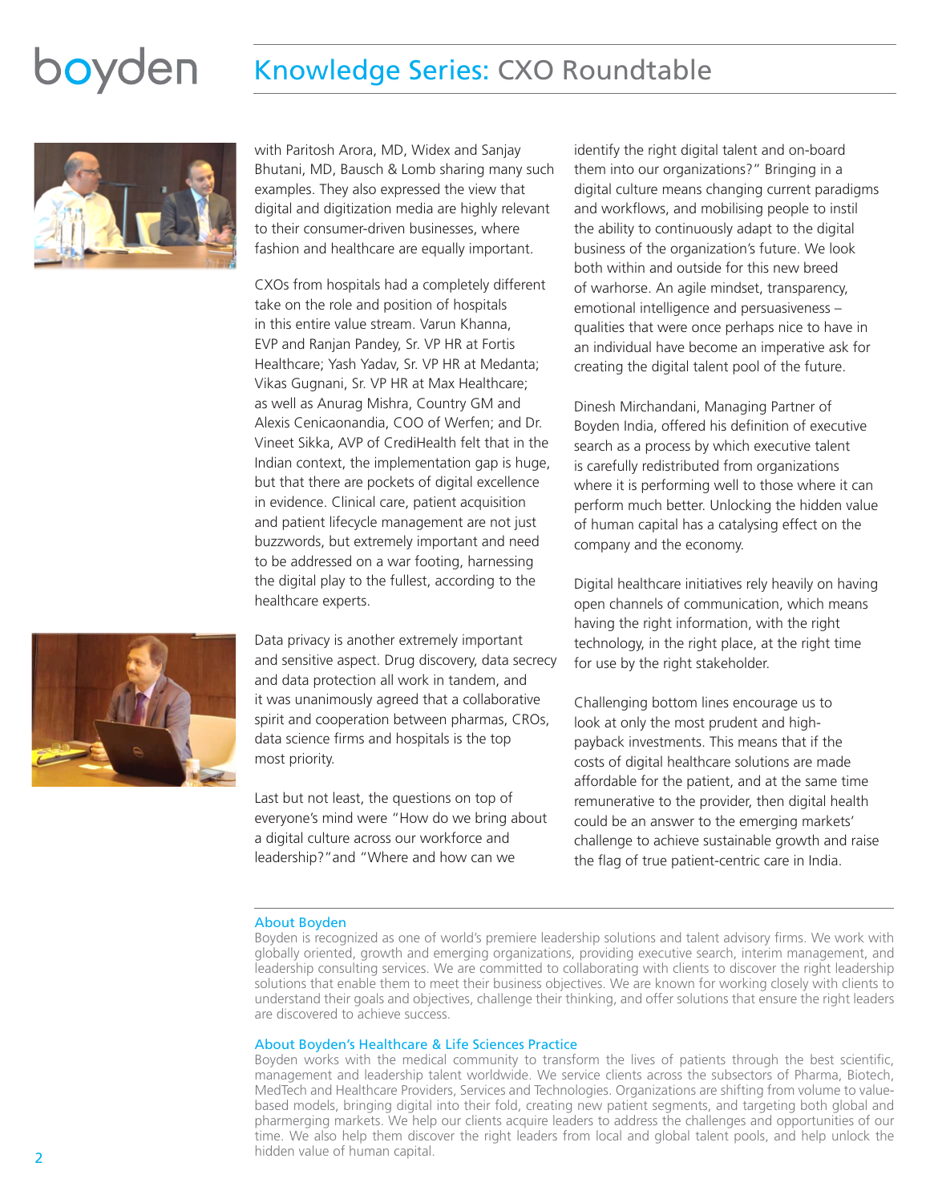# Knowledge Series: CXO Roundtable

with Paritosh Arora, MD, Widex and Sanjay Bhutani, MD, Bausch & Lomb sharing many such examples. They also expressed the view that digital and digitization media are highly relevant to their consumer-driven businesses, where fashion and healthcare are equally important.

CXOs from hospitals had a completely different take on the role and position of hospitals in this entire value stream. Varun Khanna, EVP and Ranjan Pandey, Sr. VP HR at Fortis Healthcare; Yash Yadav, Sr. VP HR at Medanta; Vikas Gugnani, Sr. VP HR at Max Healthcare; as well as Anurag Mishra, Country GM and Alexis Cenicaonandia, COO of Werfen; and Dr. Vineet Sikka, AVP of CrediHealth felt that in the Indian context, the implementation gap is huge, but that there are pockets of digital excellence in evidence. Clinical care, patient acquisition and patient lifecycle management are not just buzzwords, but extremely important and need to be addressed on a war footing, harnessing the digital play to the fullest, according to the healthcare experts.

Data privacy is another extremely important and sensitive aspect. Drug discovery, data secrecy and data protection all work in tandem, and it was unanimously agreed that a collaborative spirit and cooperation between pharmas, CROs, data science firms and hospitals is the top most priority.

Last but not least, the questions on top of everyone's mind were "How do we bring about a digital culture across our workforce and leadership?" and "Where and how can we identify the right digital talent and on-board them into our organizations?" Bringing in a digital culture means changing current paradigms and workflows, and mobilising people to instil the ability to continuously adapt to the digital business of the organization's future. We look both within and outside for this new breed of warhorse. An agile mindset, transparency, emotional intelligence and persuasiveness – qualities that were once perhaps nice to have in an individual have become an imperative ask for creating the digital talent pool of the future.

Dinesh Mirchandani, Managing Partner of Boyden India, offered his definition of executive search as a process by which executive talent is carefully redistributed from organizations where it is performing well to those where it can perform much better. Unlocking the hidden value of human capital has a catalysing effect on the company and the economy.

Digital healthcare initiatives rely heavily on having open channels of communication, which means having the right information, with the right technology, in the right place, at the right time for use by the right stakeholder.

Challenging bottom lines encourage us to look at only the most prudent and high-payback investments. This means that if the costs of digital healthcare solutions are made affordable for the patient, and at the same time remunerative to the provider, then digital health could be an answer to the emerging markets' challenge to achieve sustainable growth and raise the flag of true patient-centric care in India.

## About Boyden

Boyden is recognized as one of world's premiere leadership solutions and talent advisory firms. We work with globally oriented, growth and emerging organizations, providing executive search, interim management, and leadership consulting services. We are committed to collaborating with clients to discover the right leadership solutions that enable them to meet their business objectives. We are known for working closely with clients to understand their goals and objectives, challenge their thinking, and offer solutions that ensure the right leaders are discovered to achieve success.

## About Boyden's Healthcare & Life Sciences Practice

Boyden works with the medical community to transform the lives of patients through the best scientific, management and leadership talent worldwide. We service clients across the subsectors of Pharma, Biotech, MedTech and Healthcare Providers, Services and Technologies. Organizations are shifting from volume to value-based models, bringing digital into their fold, creating new patient segments, and targeting both global and pharmerging markets. We help our clients acquire leaders to address the challenges and opportunities of our time. We also help them discover the right leaders from local and global talent pools, and help unlock the hidden value of human capital.